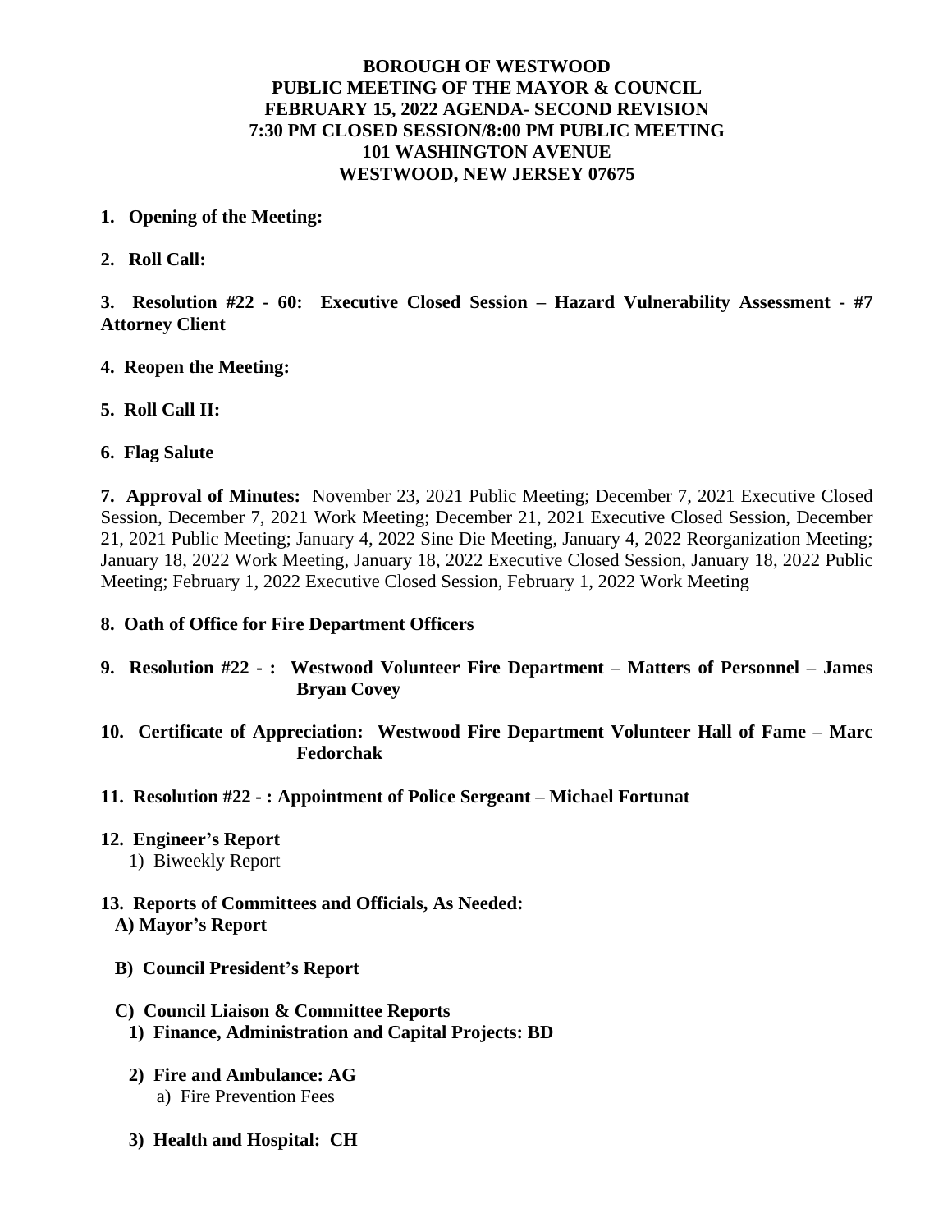**BOROUGH OF WESTWOOD**
**PUBLIC MEETING OF THE MAYOR & COUNCIL**
**FEBRUARY 15, 2022 AGENDA- SECOND REVISION**
**7:30 PM CLOSED SESSION/8:00 PM PUBLIC MEETING**
**101 WASHINGTON AVENUE**
**WESTWOOD, NEW JERSEY 07675**

**1. Opening of the Meeting:**

**2. Roll Call:**

**3. Resolution #22 - 60: Executive Closed Session – Hazard Vulnerability Assessment - #7 Attorney Client**

**4. Reopen the Meeting:**

**5. Roll Call II:**

**6. Flag Salute**

**7. Approval of Minutes:** November 23, 2021 Public Meeting; December 7, 2021 Executive Closed Session, December 7, 2021 Work Meeting; December 21, 2021 Executive Closed Session, December 21, 2021 Public Meeting; January 4, 2022 Sine Die Meeting, January 4, 2022 Reorganization Meeting; January 18, 2022 Work Meeting, January 18, 2022 Executive Closed Session, January 18, 2022 Public Meeting; February 1, 2022 Executive Closed Session, February 1, 2022 Work Meeting

**8. Oath of Office for Fire Department Officers**

**9. Resolution #22 - : Westwood Volunteer Fire Department – Matters of Personnel – James Bryan Covey**

**10. Certificate of Appreciation: Westwood Fire Department Volunteer Hall of Fame – Marc Fedorchak**

**11. Resolution #22 - : Appointment of Police Sergeant – Michael Fortunat**

**12. Engineer's Report**

1) Biweekly Report

**13. Reports of Committees and Officials, As Needed:**

**A) Mayor's Report**

**B) Council President's Report**

**C) Council Liaison & Committee Reports**

**1) Finance, Administration and Capital Projects: BD**

**2) Fire and Ambulance: AG**

a) Fire Prevention Fees

**3) Health and Hospital: CH**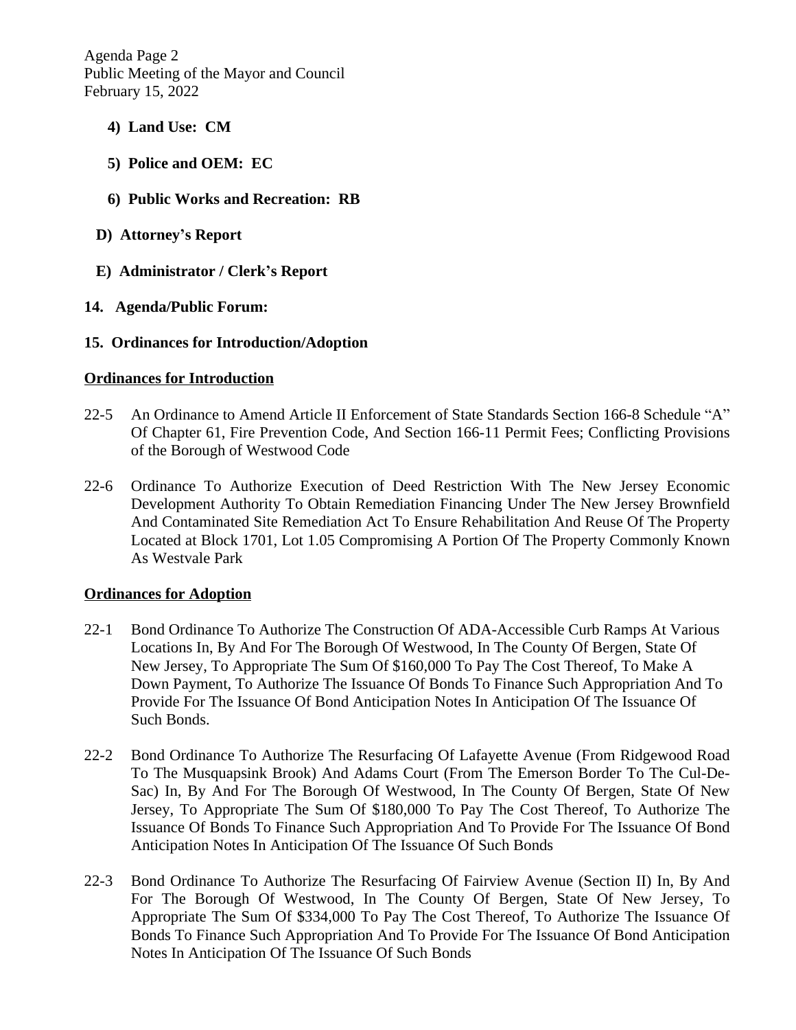**4) Land Use: CM**

**5) Police and OEM: EC**

**6) Public Works and Recreation: RB**

**D) Attorney's Report**

**E) Administrator / Clerk's Report**

**14. Agenda/Public Forum:**

**15. Ordinances for Introduction/Adoption**

**Ordinances for Introduction**

22-5 An Ordinance to Amend Article II Enforcement of State Standards Section 166-8 Schedule "A" Of Chapter 61, Fire Prevention Code, And Section 166-11 Permit Fees; Conflicting Provisions of the Borough of Westwood Code

22-6 Ordinance To Authorize Execution of Deed Restriction With The New Jersey Economic Development Authority To Obtain Remediation Financing Under The New Jersey Brownfield And Contaminated Site Remediation Act To Ensure Rehabilitation And Reuse Of The Property Located at Block 1701, Lot 1.05 Compromising A Portion Of The Property Commonly Known As Westvale Park

**Ordinances for Adoption**

22-1 Bond Ordinance To Authorize The Construction Of ADA-Accessible Curb Ramps At Various Locations In, By And For The Borough Of Westwood, In The County Of Bergen, State Of New Jersey, To Appropriate The Sum Of $160,000 To Pay The Cost Thereof, To Make A Down Payment, To Authorize The Issuance Of Bonds To Finance Such Appropriation And To Provide For The Issuance Of Bond Anticipation Notes In Anticipation Of The Issuance Of Such Bonds.

22-2 Bond Ordinance To Authorize The Resurfacing Of Lafayette Avenue (From Ridgewood Road To The Musquapsink Brook) And Adams Court (From The Emerson Border To The Cul-De-Sac) In, By And For The Borough Of Westwood, In The County Of Bergen, State Of New Jersey, To Appropriate The Sum Of $180,000 To Pay The Cost Thereof, To Authorize The Issuance Of Bonds To Finance Such Appropriation And To Provide For The Issuance Of Bond Anticipation Notes In Anticipation Of The Issuance Of Such Bonds

22-3 Bond Ordinance To Authorize The Resurfacing Of Fairview Avenue (Section II) In, By And For The Borough Of Westwood, In The County Of Bergen, State Of New Jersey, To Appropriate The Sum Of $334,000 To Pay The Cost Thereof, To Authorize The Issuance Of Bonds To Finance Such Appropriation And To Provide For The Issuance Of Bond Anticipation Notes In Anticipation Of The Issuance Of Such Bonds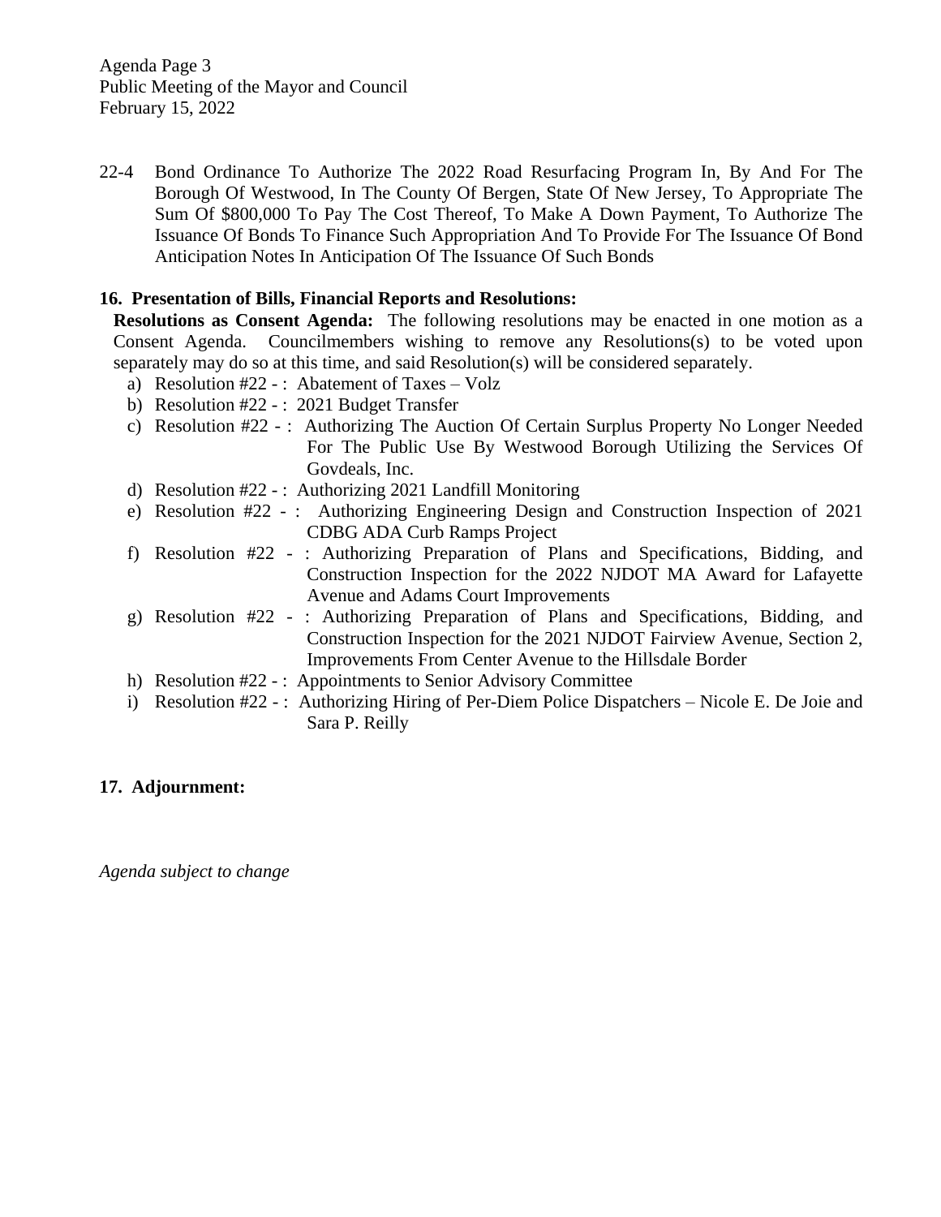22-4 Bond Ordinance To Authorize The 2022 Road Resurfacing Program In, By And For The Borough Of Westwood, In The County Of Bergen, State Of New Jersey, To Appropriate The Sum Of $800,000 To Pay The Cost Thereof, To Make A Down Payment, To Authorize The Issuance Of Bonds To Finance Such Appropriation And To Provide For The Issuance Of Bond Anticipation Notes In Anticipation Of The Issuance Of Such Bonds

**16. Presentation of Bills, Financial Reports and Resolutions:**

**Resolutions as Consent Agenda:** The following resolutions may be enacted in one motion as a Consent Agenda. Councilmembers wishing to remove any Resolutions(s) to be voted upon separately may do so at this time, and said Resolution(s) will be considered separately.

a) Resolution #22 - : Abatement of Taxes – Volz
b) Resolution #22 - : 2021 Budget Transfer
c) Resolution #22 - : Authorizing The Auction Of Certain Surplus Property No Longer Needed For The Public Use By Westwood Borough Utilizing the Services Of Govdeals, Inc.
d) Resolution #22 - : Authorizing 2021 Landfill Monitoring
e) Resolution #22 - : Authorizing Engineering Design and Construction Inspection of 2021 CDBG ADA Curb Ramps Project
f) Resolution #22 - : Authorizing Preparation of Plans and Specifications, Bidding, and Construction Inspection for the 2022 NJDOT MA Award for Lafayette Avenue and Adams Court Improvements
g) Resolution #22 - : Authorizing Preparation of Plans and Specifications, Bidding, and Construction Inspection for the 2021 NJDOT Fairview Avenue, Section 2, Improvements From Center Avenue to the Hillsdale Border
h) Resolution #22 - : Appointments to Senior Advisory Committee
i) Resolution #22 - : Authorizing Hiring of Per-Diem Police Dispatchers – Nicole E. De Joie and Sara P. Reilly

**17. Adjournment:**

*Agenda subject to change*